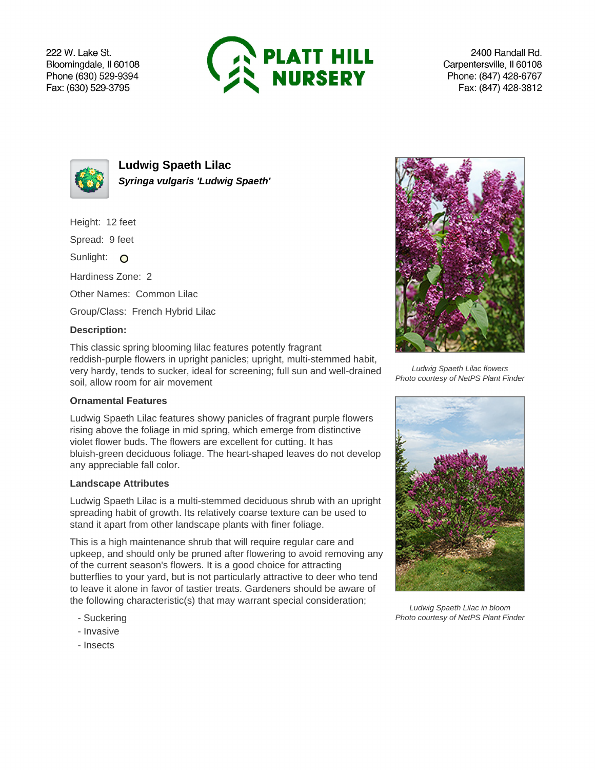222 W. Lake St.
Bloomingdale, Il 60108
Phone (630) 529-9394
Fax: (630) 529-3795

PLATT HILL NURSERY

2400 Randall Rd.
Carpentersville, Il 60108
Phone: (847) 428-6767
Fax: (847) 428-3812

# Ludwig Spaeth Lilac

***Syringa vulgaris 'Ludwig Spaeth'***

Height: 12 feet

Spread: 9 feet

Sunlight: O

Hardiness Zone: 2

Other Names: Common Lilac

Group/Class: French Hybrid Lilac

**Description:**

This classic spring blooming lilac features potently fragrant reddish-purple flowers in upright panicles; upright, multi-stemmed habit, very hardy, tends to sucker, ideal for screening; full sun and well-drained soil, allow room for air movement

*Ludwig Spaeth Lilac flowers*
*Photo courtesy of NetPS Plant Finder*

### Ornamental Features

Ludwig Spaeth Lilac features showy panicles of fragrant purple flowers rising above the foliage in mid spring, which emerge from distinctive violet flower buds. The flowers are excellent for cutting. It has bluish-green deciduous foliage. The heart-shaped leaves do not develop any appreciable fall color.

### Landscape Attributes

Ludwig Spaeth Lilac is a multi-stemmed deciduous shrub with an upright spreading habit of growth. Its relatively coarse texture can be used to stand it apart from other landscape plants with finer foliage.

This is a high maintenance shrub that will require regular care and upkeep, and should only be pruned after flowering to avoid removing any of the current season's flowers. It is a good choice for attracting butterflies to your yard, but is not particularly attractive to deer who tend to leave it alone in favor of tastier treats. Gardeners should be aware of the following characteristic(s) that may warrant special consideration;

- Suckering
- Invasive
- Insects

*Ludwig Spaeth Lilac in bloom*
*Photo courtesy of NetPS Plant Finder*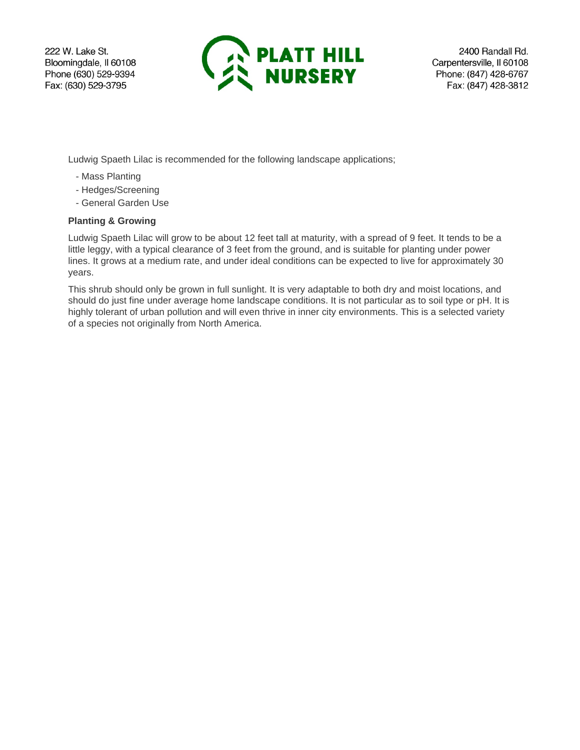Ludwig Spaeth Lilac is recommended for the following landscape applications;

- Mass Planting
- Hedges/Screening
- General Garden Use

**Planting & Growing**

Ludwig Spaeth Lilac will grow to be about 12 feet tall at maturity, with a spread of 9 feet. It tends to be a little leggy, with a typical clearance of 3 feet from the ground, and is suitable for planting under power lines. It grows at a medium rate, and under ideal conditions can be expected to live for approximately 30 years.

This shrub should only be grown in full sunlight. It is very adaptable to both dry and moist locations, and should do just fine under average home landscape conditions. It is not particular as to soil type or pH. It is highly tolerant of urban pollution and will even thrive in inner city environments. This is a selected variety of a species not originally from North America.